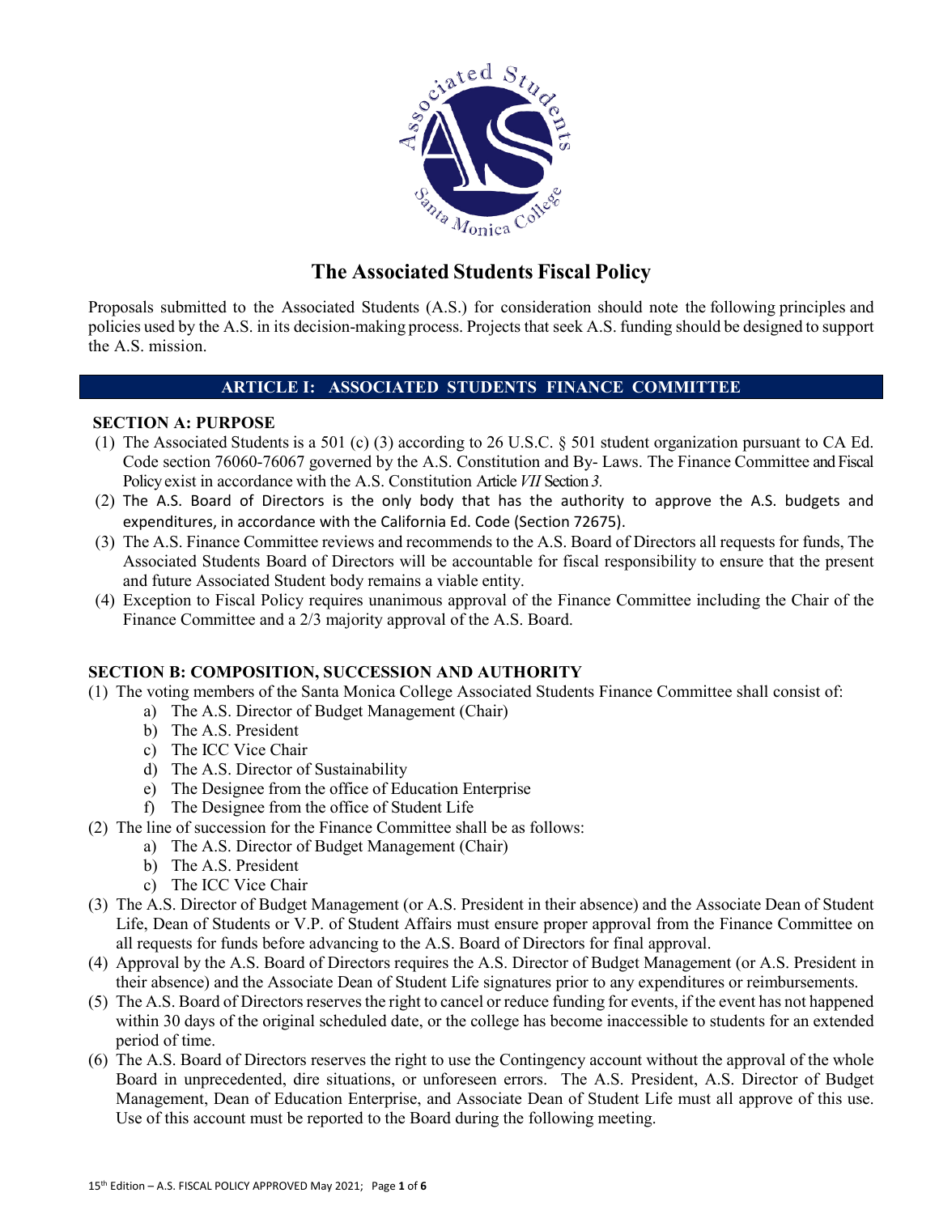# The Associated Students Fiscal Policy

Proposals submitted to the Associated Students (A.S.) for consideration should note the following principles and policies used by the A.S. in its decision-making process. Projects that seek A.S. funding should be designed to support the A.S. mission.

## ARTICLE I: ASSOCIATED STUDENTS FINANCE COMMITTEE

### SECTION A: PURPOSE

(1) The Associated Students is a 501 (c) (3) according to 26 U.S.C. § 501 student organization pursuant to CA Ed. Code section 76060-76067 governed by the A.S. Constitution and By- Laws. The Finance Committee and Fiscal Policy exist in accordance with the A.S. Constitution Article *VII* Section *3.*

(2) The A.S. Board of Directors is the only body that has the authority to approve the A.S. budgets and expenditures, in accordance with the California Ed. Code (Section 72675).

(3) The A.S. Finance Committee reviews and recommends to the A.S. Board of Directors all requests for funds, The Associated Students Board of Directors will be accountable for fiscal responsibility to ensure that the present and future Associated Student body remains a viable entity.

(4) Exception to Fiscal Policy requires unanimous approval of the Finance Committee including the Chair of the Finance Committee and a 2/3 majority approval of the A.S. Board.

### SECTION B: COMPOSITION, SUCCESSION AND AUTHORITY

(1) The voting members of the Santa Monica College Associated Students Finance Committee shall consist of:
   a) The A.S. Director of Budget Management (Chair)
   b) The A.S. President
   c) The ICC Vice Chair
   d) The A.S. Director of Sustainability
   e) The Designee from the office of Education Enterprise
   f) The Designee from the office of Student Life

(2) The line of succession for the Finance Committee shall be as follows:
   a) The A.S. Director of Budget Management (Chair)
   b) The A.S. President
   c) The ICC Vice Chair

(3) The A.S. Director of Budget Management (or A.S. President in their absence) and the Associate Dean of Student Life, Dean of Students or V.P. of Student Affairs must ensure proper approval from the Finance Committee on all requests for funds before advancing to the A.S. Board of Directors for final approval.

(4) Approval by the A.S. Board of Directors requires the A.S. Director of Budget Management (or A.S. President in their absence) and the Associate Dean of Student Life signatures prior to any expenditures or reimbursements.

(5) The A.S. Board of Directors reserves the right to cancel or reduce funding for events, if the event has not happened within 30 days of the original scheduled date, or the college has become inaccessible to students for an extended period of time.

(6) The A.S. Board of Directors reserves the right to use the Contingency account without the approval of the whole Board in unprecedented, dire situations, or unforeseen errors. The A.S. President, A.S. Director of Budget Management, Dean of Education Enterprise, and Associate Dean of Student Life must all approve of this use. Use of this account must be reported to the Board during the following meeting.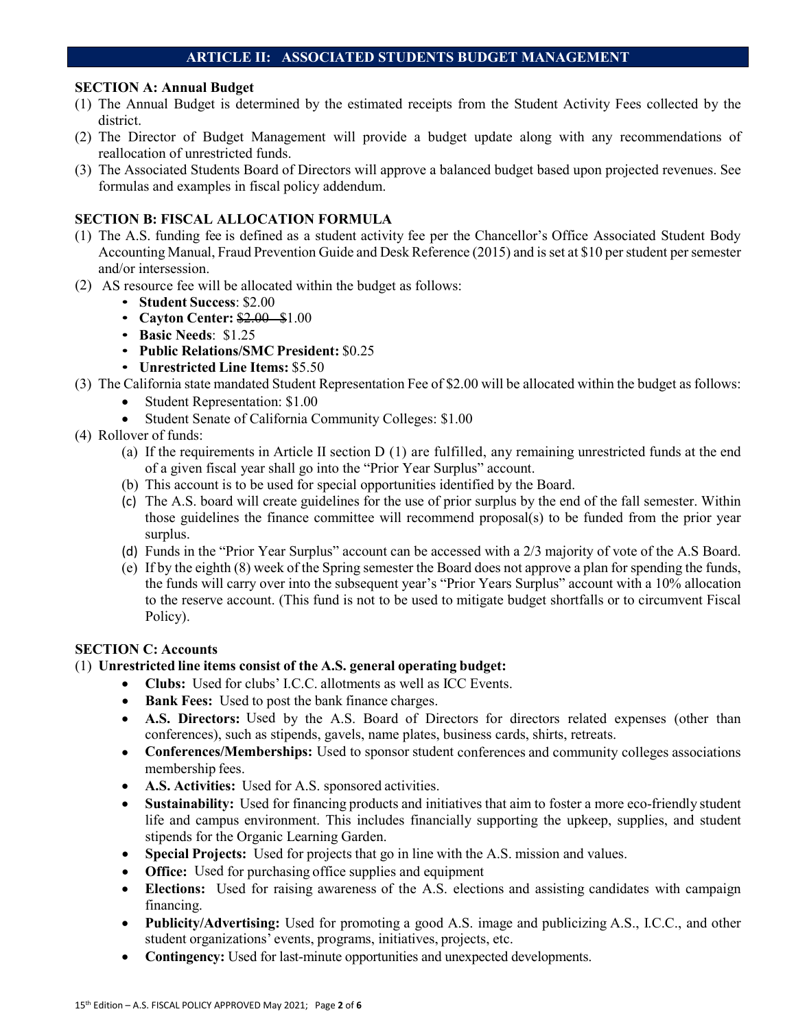## ARTICLE II: ASSOCIATED STUDENTS BUDGET MANAGEMENT

**SECTION A: Annual Budget**

(1) The Annual Budget is determined by the estimated receipts from the Student Activity Fees collected by the district.

(2) The Director of Budget Management will provide a budget update along with any recommendations of reallocation of unrestricted funds.

(3) The Associated Students Board of Directors will approve a balanced budget based upon projected revenues. See formulas and examples in fiscal policy addendum.

**SECTION B: FISCAL ALLOCATION FORMULA**

(1) The A.S. funding fee is defined as a student activity fee per the Chancellor's Office Associated Student Body Accounting Manual, Fraud Prevention Guide and Desk Reference (2015) and is set at $10 per student per semester and/or intersession.

(2) AS resource fee will be allocated within the budget as follows:

- **Student Success**: $2.00
- **Cayton Center:** ~~$2.00~~ $1.00
- **Basic Needs**: $1.25
- **Public Relations/SMC President:** $0.25
- **Unrestricted Line Items:** $5.50

(3) The California state mandated Student Representation Fee of $2.00 will be allocated within the budget as follows:

- Student Representation: $1.00
- Student Senate of California Community Colleges: $1.00

(4) Rollover of funds:

(a) If the requirements in Article II section D (1) are fulfilled, any remaining unrestricted funds at the end of a given fiscal year shall go into the "Prior Year Surplus" account.

(b) This account is to be used for special opportunities identified by the Board.

(c) The A.S. board will create guidelines for the use of prior surplus by the end of the fall semester. Within those guidelines the finance committee will recommend proposal(s) to be funded from the prior year surplus.

(d) Funds in the "Prior Year Surplus" account can be accessed with a 2/3 majority of vote of the A.S Board.

(e) If by the eighth (8) week of the Spring semester the Board does not approve a plan for spending the funds, the funds will carry over into the subsequent year's "Prior Years Surplus" account with a 10% allocation to the reserve account. (This fund is not to be used to mitigate budget shortfalls or to circumvent Fiscal Policy).

**SECTION C: Accounts**

(1) **Unrestricted line items consist of the A.S. general operating budget:**

- **Clubs:** Used for clubs' I.C.C. allotments as well as ICC Events.
- **Bank Fees:** Used to post the bank finance charges.
- **A.S. Directors:** Used by the A.S. Board of Directors for directors related expenses (other than conferences), such as stipends, gavels, name plates, business cards, shirts, retreats.
- **Conferences/Memberships:** Used to sponsor student conferences and community colleges associations membership fees.
- **A.S. Activities:** Used for A.S. sponsored activities.
- **Sustainability:** Used for financing products and initiatives that aim to foster a more eco-friendly student life and campus environment. This includes financially supporting the upkeep, supplies, and student stipends for the Organic Learning Garden.
- **Special Projects:** Used for projects that go in line with the A.S. mission and values.
- **Office:** Used for purchasing office supplies and equipment
- **Elections:** Used for raising awareness of the A.S. elections and assisting candidates with campaign financing.
- **Publicity/Advertising:** Used for promoting a good A.S. image and publicizing A.S., I.C.C., and other student organizations' events, programs, initiatives, projects, etc.
- **Contingency:** Used for last-minute opportunities and unexpected developments.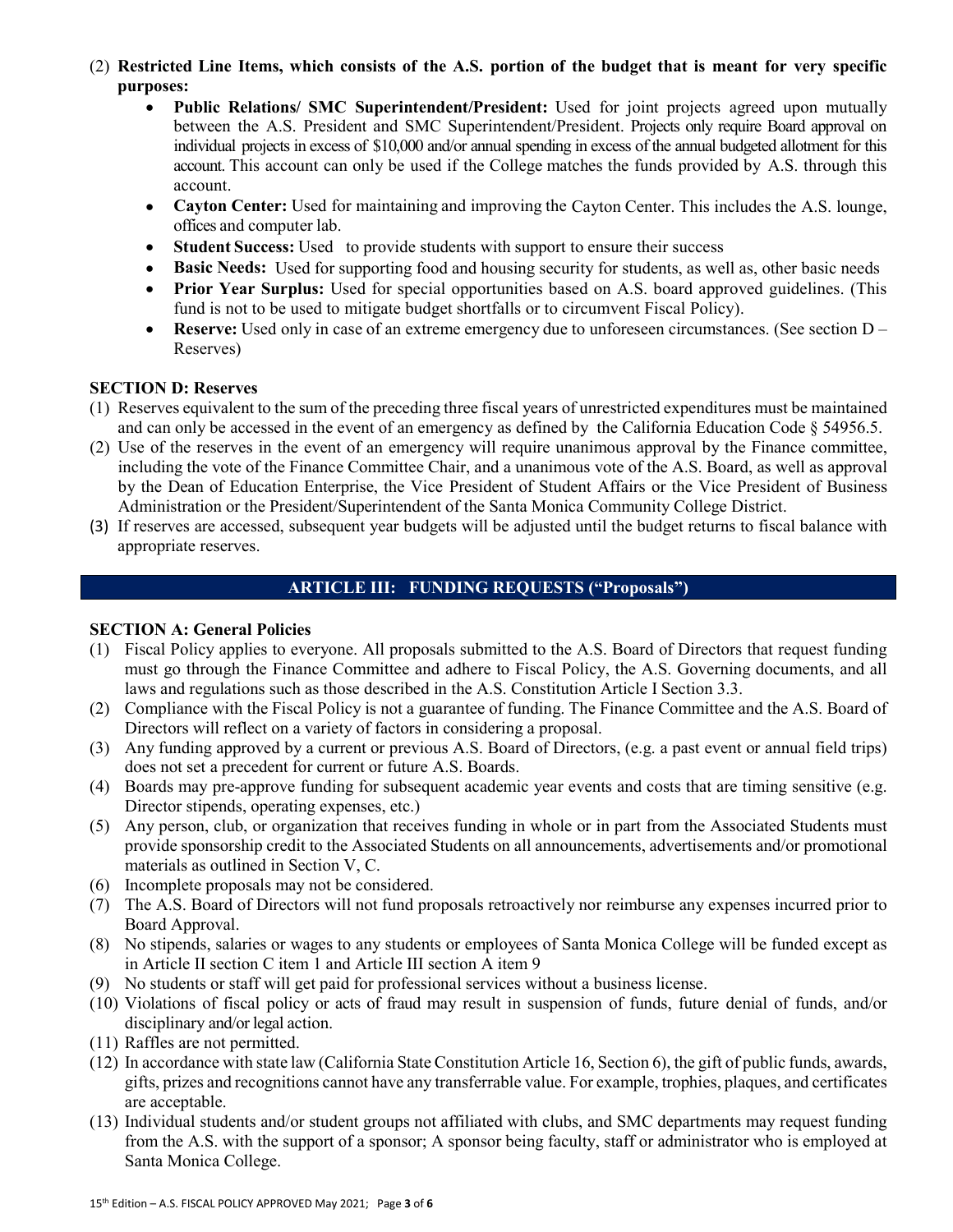(2) **Restricted Line Items, which consists of the A.S. portion of the budget that is meant for very specific purposes:**
   - **Public Relations/ SMC Superintendent/President:** Used for joint projects agreed upon mutually between the A.S. President and SMC Superintendent/President. Projects only require Board approval on individual projects in excess of $10,000 and/or annual spending in excess of the annual budgeted allotment for this account. This account can only be used if the College matches the funds provided by A.S. through this account.
   - **Cayton Center:** Used for maintaining and improving the Cayton Center. This includes the A.S. lounge, offices and computer lab.
   - **Student Success:** Used to provide students with support to ensure their success
   - **Basic Needs:** Used for supporting food and housing security for students, as well as, other basic needs
   - **Prior Year Surplus:** Used for special opportunities based on A.S. board approved guidelines. (This fund is not to be used to mitigate budget shortfalls or to circumvent Fiscal Policy).
   - **Reserve:** Used only in case of an extreme emergency due to unforeseen circumstances. (See section D – Reserves)

### SECTION D: Reserves

(1) Reserves equivalent to the sum of the preceding three fiscal years of unrestricted expenditures must be maintained and can only be accessed in the event of an emergency as defined by the California Education Code § 54956.5.

(2) Use of the reserves in the event of an emergency will require unanimous approval by the Finance committee, including the vote of the Finance Committee Chair, and a unanimous vote of the A.S. Board, as well as approval by the Dean of Education Enterprise, the Vice President of Student Affairs or the Vice President of Business Administration or the President/Superintendent of the Santa Monica Community College District.

(3) If reserves are accessed, subsequent year budgets will be adjusted until the budget returns to fiscal balance with appropriate reserves.

## ARTICLE III: FUNDING REQUESTS ("Proposals")

### SECTION A: General Policies

(1) Fiscal Policy applies to everyone. All proposals submitted to the A.S. Board of Directors that request funding must go through the Finance Committee and adhere to Fiscal Policy, the A.S. Governing documents, and all laws and regulations such as those described in the A.S. Constitution Article I Section 3.3.

(2) Compliance with the Fiscal Policy is not a guarantee of funding. The Finance Committee and the A.S. Board of Directors will reflect on a variety of factors in considering a proposal.

(3) Any funding approved by a current or previous A.S. Board of Directors, (e.g. a past event or annual field trips) does not set a precedent for current or future A.S. Boards.

(4) Boards may pre-approve funding for subsequent academic year events and costs that are timing sensitive (e.g. Director stipends, operating expenses, etc.)

(5) Any person, club, or organization that receives funding in whole or in part from the Associated Students must provide sponsorship credit to the Associated Students on all announcements, advertisements and/or promotional materials as outlined in Section V, C.

(6) Incomplete proposals may not be considered.

(7) The A.S. Board of Directors will not fund proposals retroactively nor reimburse any expenses incurred prior to Board Approval.

(8) No stipends, salaries or wages to any students or employees of Santa Monica College will be funded except as in Article II section C item 1 and Article III section A item 9

(9) No students or staff will get paid for professional services without a business license.

(10) Violations of fiscal policy or acts of fraud may result in suspension of funds, future denial of funds, and/or disciplinary and/or legal action.

(11) Raffles are not permitted.

(12) In accordance with state law (California State Constitution Article 16, Section 6), the gift of public funds, awards, gifts, prizes and recognitions cannot have any transferrable value. For example, trophies, plaques, and certificates are acceptable.

(13) Individual students and/or student groups not affiliated with clubs, and SMC departments may request funding from the A.S. with the support of a sponsor; A sponsor being faculty, staff or administrator who is employed at Santa Monica College.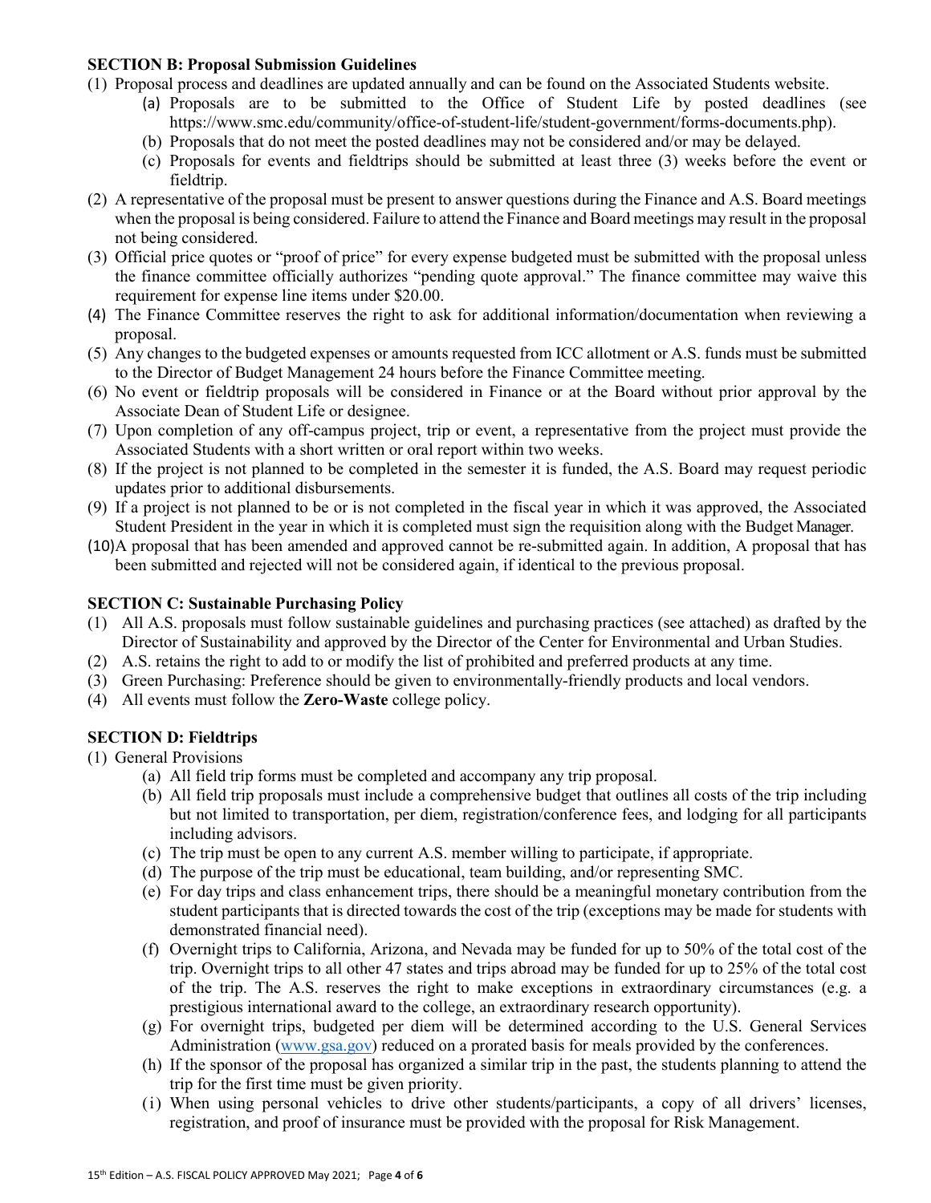### SECTION B: Proposal Submission Guidelines

(1) Proposal process and deadlines are updated annually and can be found on the Associated Students website.
  - (a) Proposals are to be submitted to the Office of Student Life by posted deadlines (see https://www.smc.edu/community/office-of-student-life/student-government/forms-documents.php).
  - (b) Proposals that do not meet the posted deadlines may not be considered and/or may be delayed.
  - (c) Proposals for events and fieldtrips should be submitted at least three (3) weeks before the event or fieldtrip.

(2) A representative of the proposal must be present to answer questions during the Finance and A.S. Board meetings when the proposal is being considered. Failure to attend the Finance and Board meetings may result in the proposal not being considered.

(3) Official price quotes or "proof of price" for every expense budgeted must be submitted with the proposal unless the finance committee officially authorizes "pending quote approval." The finance committee may waive this requirement for expense line items under $20.00.

(4) The Finance Committee reserves the right to ask for additional information/documentation when reviewing a proposal.

(5) Any changes to the budgeted expenses or amounts requested from ICC allotment or A.S. funds must be submitted to the Director of Budget Management 24 hours before the Finance Committee meeting.

(6) No event or fieldtrip proposals will be considered in Finance or at the Board without prior approval by the Associate Dean of Student Life or designee.

(7) Upon completion of any off-campus project, trip or event, a representative from the project must provide the Associated Students with a short written or oral report within two weeks.

(8) If the project is not planned to be completed in the semester it is funded, the A.S. Board may request periodic updates prior to additional disbursements.

(9) If a project is not planned to be or is not completed in the fiscal year in which it was approved, the Associated Student President in the year in which it is completed must sign the requisition along with the Budget Manager.

(10) A proposal that has been amended and approved cannot be re-submitted again. In addition, A proposal that has been submitted and rejected will not be considered again, if identical to the previous proposal.

### SECTION C: Sustainable Purchasing Policy

(1) All A.S. proposals must follow sustainable guidelines and purchasing practices (see attached) as drafted by the Director of Sustainability and approved by the Director of the Center for Environmental and Urban Studies.

(2) A.S. retains the right to add to or modify the list of prohibited and preferred products at any time.

(3) Green Purchasing: Preference should be given to environmentally-friendly products and local vendors.

(4) All events must follow the **Zero-Waste** college policy.

### SECTION D: Fieldtrips

(1) General Provisions
  - (a) All field trip forms must be completed and accompany any trip proposal.
  - (b) All field trip proposals must include a comprehensive budget that outlines all costs of the trip including but not limited to transportation, per diem, registration/conference fees, and lodging for all participants including advisors.
  - (c) The trip must be open to any current A.S. member willing to participate, if appropriate.
  - (d) The purpose of the trip must be educational, team building, and/or representing SMC.
  - (e) For day trips and class enhancement trips, there should be a meaningful monetary contribution from the student participants that is directed towards the cost of the trip (exceptions may be made for students with demonstrated financial need).
  - (f) Overnight trips to California, Arizona, and Nevada may be funded for up to 50% of the total cost of the trip. Overnight trips to all other 47 states and trips abroad may be funded for up to 25% of the total cost of the trip. The A.S. reserves the right to make exceptions in extraordinary circumstances (e.g. a prestigious international award to the college, an extraordinary research opportunity).
  - (g) For overnight trips, budgeted per diem will be determined according to the U.S. General Services Administration (www.gsa.gov) reduced on a prorated basis for meals provided by the conferences.
  - (h) If the sponsor of the proposal has organized a similar trip in the past, the students planning to attend the trip for the first time must be given priority.
  - (i) When using personal vehicles to drive other students/participants, a copy of all drivers' licenses, registration, and proof of insurance must be provided with the proposal for Risk Management.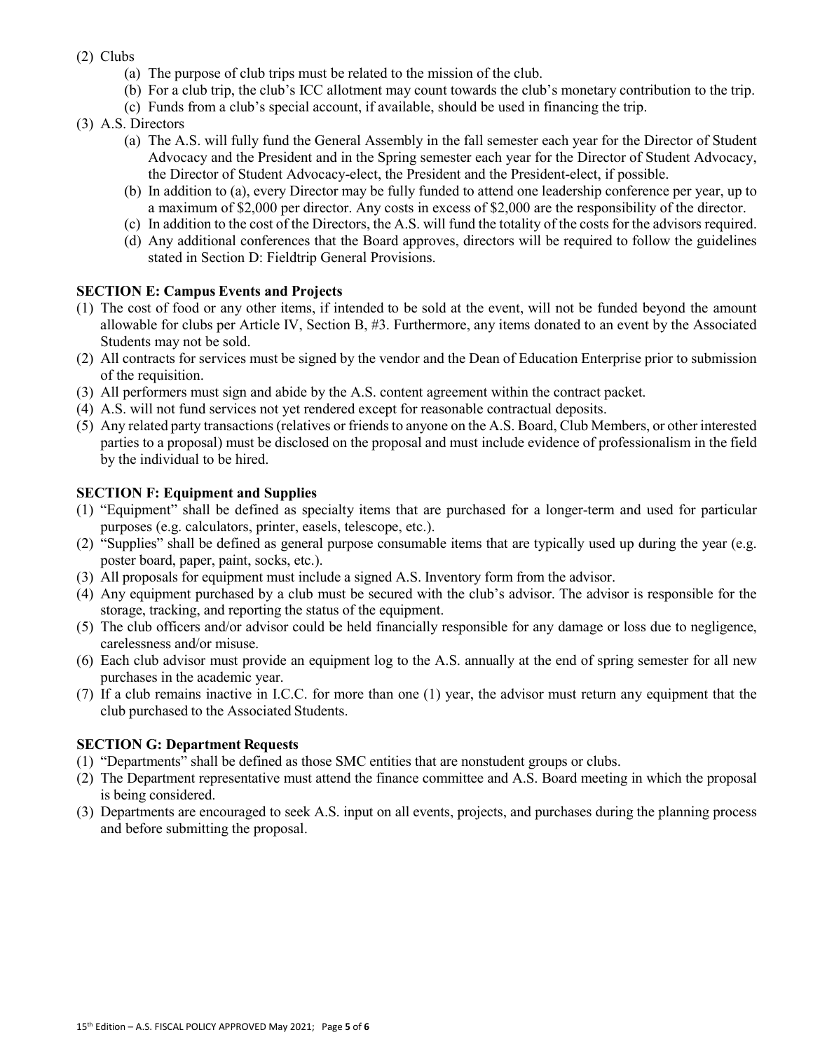(2) Clubs
   (a) The purpose of club trips must be related to the mission of the club.
   (b) For a club trip, the club's ICC allotment may count towards the club's monetary contribution to the trip.
   (c) Funds from a club's special account, if available, should be used in financing the trip.

(3) A.S. Directors
   (a) The A.S. will fully fund the General Assembly in the fall semester each year for the Director of Student Advocacy and the President and in the Spring semester each year for the Director of Student Advocacy, the Director of Student Advocacy-elect, the President and the President-elect, if possible.
   (b) In addition to (a), every Director may be fully funded to attend one leadership conference per year, up to a maximum of $2,000 per director. Any costs in excess of $2,000 are the responsibility of the director.
   (c) In addition to the cost of the Directors, the A.S. will fund the totality of the costs for the advisors required.
   (d) Any additional conferences that the Board approves, directors will be required to follow the guidelines stated in Section D: Fieldtrip General Provisions.

**SECTION E: Campus Events and Projects**

(1) The cost of food or any other items, if intended to be sold at the event, will not be funded beyond the amount allowable for clubs per Article IV, Section B, #3. Furthermore, any items donated to an event by the Associated Students may not be sold.
(2) All contracts for services must be signed by the vendor and the Dean of Education Enterprise prior to submission of the requisition.
(3) All performers must sign and abide by the A.S. content agreement within the contract packet.
(4) A.S. will not fund services not yet rendered except for reasonable contractual deposits.
(5) Any related party transactions (relatives or friends to anyone on the A.S. Board, Club Members, or other interested parties to a proposal) must be disclosed on the proposal and must include evidence of professionalism in the field by the individual to be hired.

**SECTION F: Equipment and Supplies**

(1) "Equipment" shall be defined as specialty items that are purchased for a longer-term and used for particular purposes (e.g. calculators, printer, easels, telescope, etc.).
(2) "Supplies" shall be defined as general purpose consumable items that are typically used up during the year (e.g. poster board, paper, paint, socks, etc.).
(3) All proposals for equipment must include a signed A.S. Inventory form from the advisor.
(4) Any equipment purchased by a club must be secured with the club's advisor. The advisor is responsible for the storage, tracking, and reporting the status of the equipment.
(5) The club officers and/or advisor could be held financially responsible for any damage or loss due to negligence, carelessness and/or misuse.
(6) Each club advisor must provide an equipment log to the A.S. annually at the end of spring semester for all new purchases in the academic year.
(7) If a club remains inactive in I.C.C. for more than one (1) year, the advisor must return any equipment that the club purchased to the Associated Students.

**SECTION G: Department Requests**

(1) "Departments" shall be defined as those SMC entities that are nonstudent groups or clubs.
(2) The Department representative must attend the finance committee and A.S. Board meeting in which the proposal is being considered.
(3) Departments are encouraged to seek A.S. input on all events, projects, and purchases during the planning process and before submitting the proposal.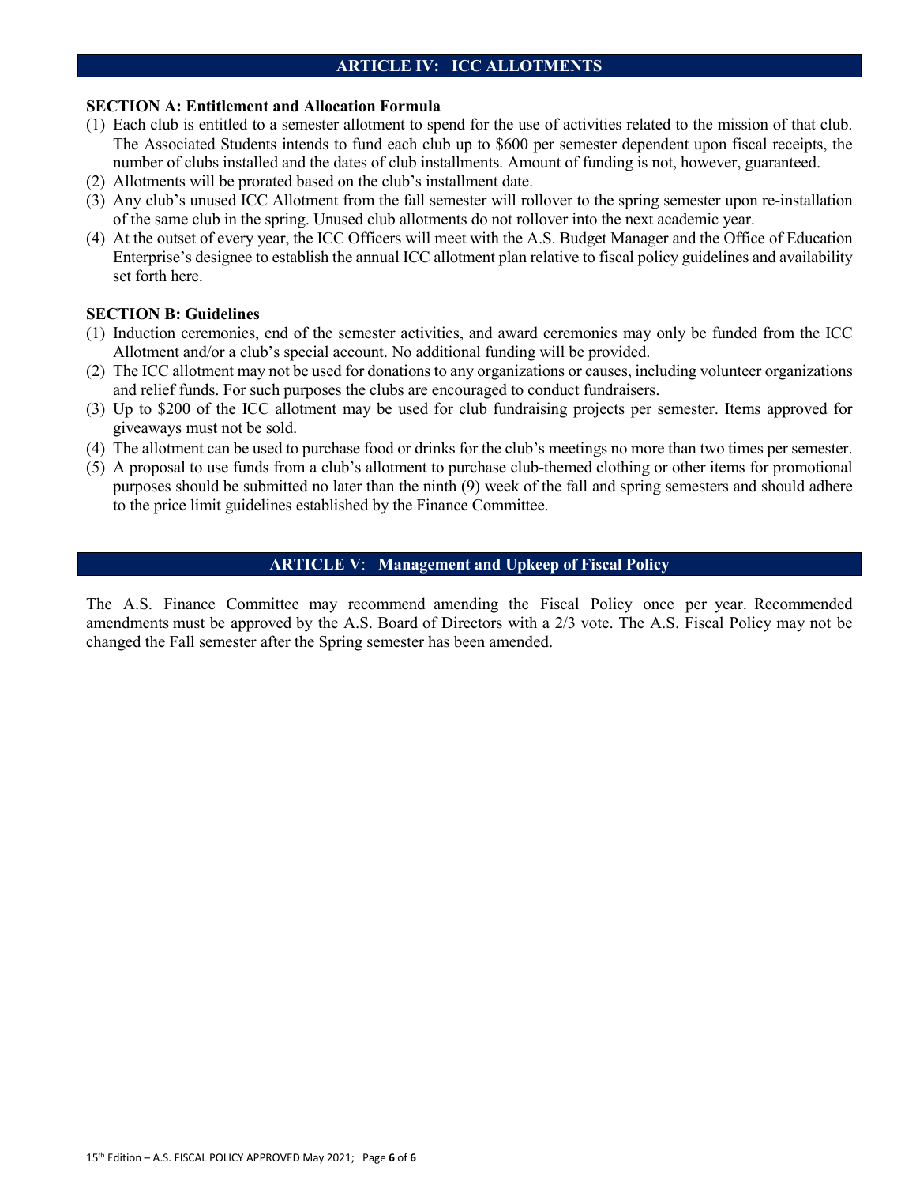## ARTICLE IV: ICC ALLOTMENTS

**SECTION A: Entitlement and Allocation Formula**

(1) Each club is entitled to a semester allotment to spend for the use of activities related to the mission of that club. The Associated Students intends to fund each club up to $600 per semester dependent upon fiscal receipts, the number of clubs installed and the dates of club installments. Amount of funding is not, however, guaranteed.

(2) Allotments will be prorated based on the club's installment date.

(3) Any club's unused ICC Allotment from the fall semester will rollover to the spring semester upon re-installation of the same club in the spring. Unused club allotments do not rollover into the next academic year.

(4) At the outset of every year, the ICC Officers will meet with the A.S. Budget Manager and the Office of Education Enterprise's designee to establish the annual ICC allotment plan relative to fiscal policy guidelines and availability set forth here.

**SECTION B: Guidelines**

(1) Induction ceremonies, end of the semester activities, and award ceremonies may only be funded from the ICC Allotment and/or a club's special account. No additional funding will be provided.

(2) The ICC allotment may not be used for donations to any organizations or causes, including volunteer organizations and relief funds. For such purposes the clubs are encouraged to conduct fundraisers.

(3) Up to $200 of the ICC allotment may be used for club fundraising projects per semester. Items approved for giveaways must not be sold.

(4) The allotment can be used to purchase food or drinks for the club's meetings no more than two times per semester.

(5) A proposal to use funds from a club's allotment to purchase club-themed clothing or other items for promotional purposes should be submitted no later than the ninth (9) week of the fall and spring semesters and should adhere to the price limit guidelines established by the Finance Committee.

## ARTICLE V: Management and Upkeep of Fiscal Policy

The A.S. Finance Committee may recommend amending the Fiscal Policy once per year. Recommended amendments must be approved by the A.S. Board of Directors with a 2/3 vote. The A.S. Fiscal Policy may not be changed the Fall semester after the Spring semester has been amended.